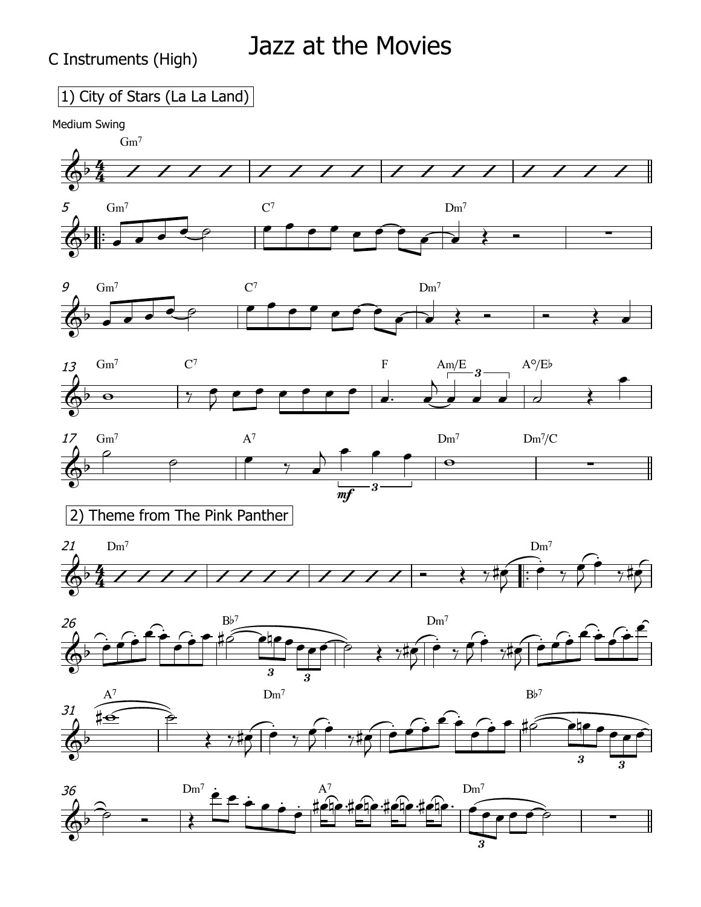# Jazz at the Movies

C Instruments (High)

1) City of Stars (La La Land)

Medium Swing

2) Theme from The Pink Panther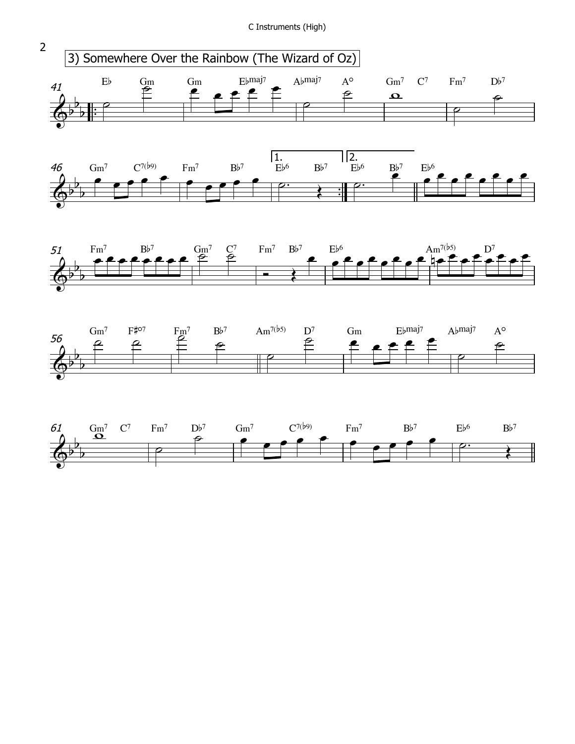# 3) Somewhere Over the Rainbow (The Wizard of Oz)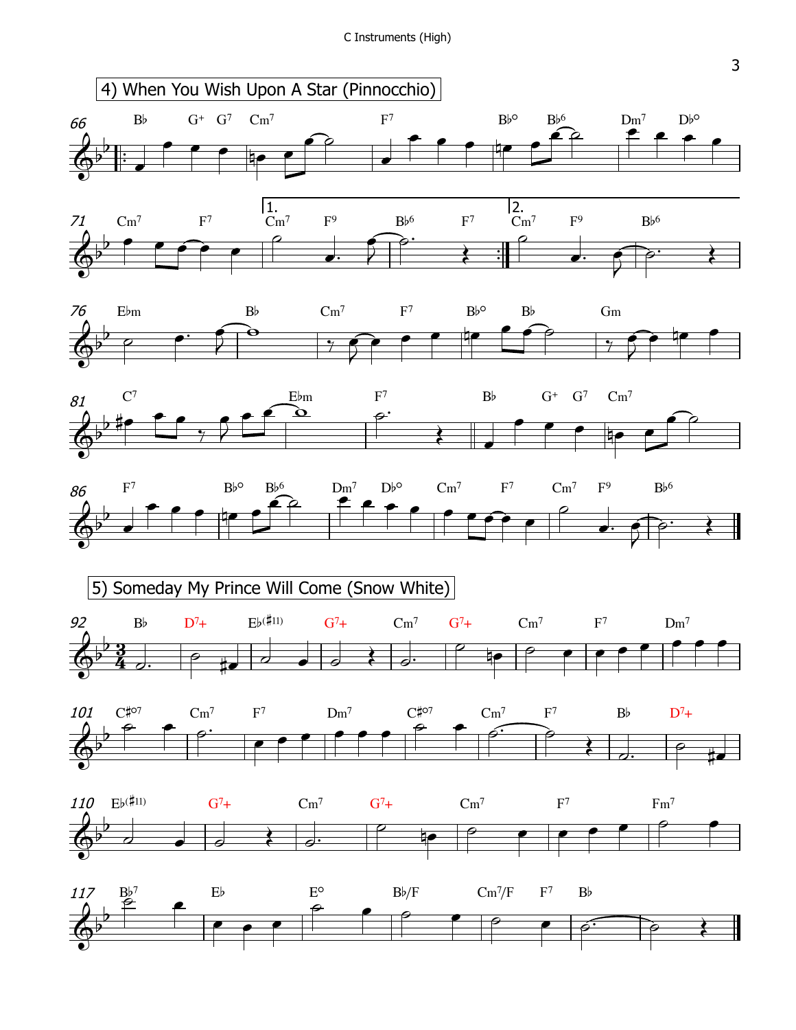# 4) When You Wish Upon A Star (Pinnocchio)

# 5) Someday My Prince Will Come (Snow White)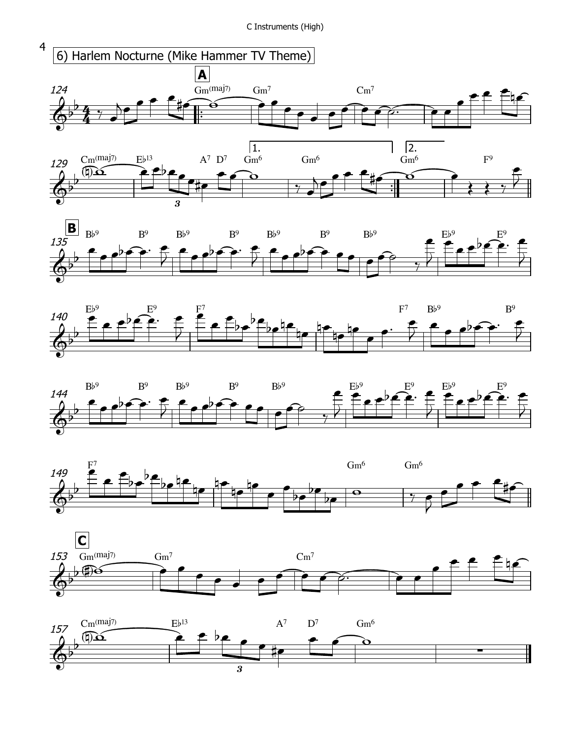# 6) Harlem Nocturne (Mike Hammer TV Theme)